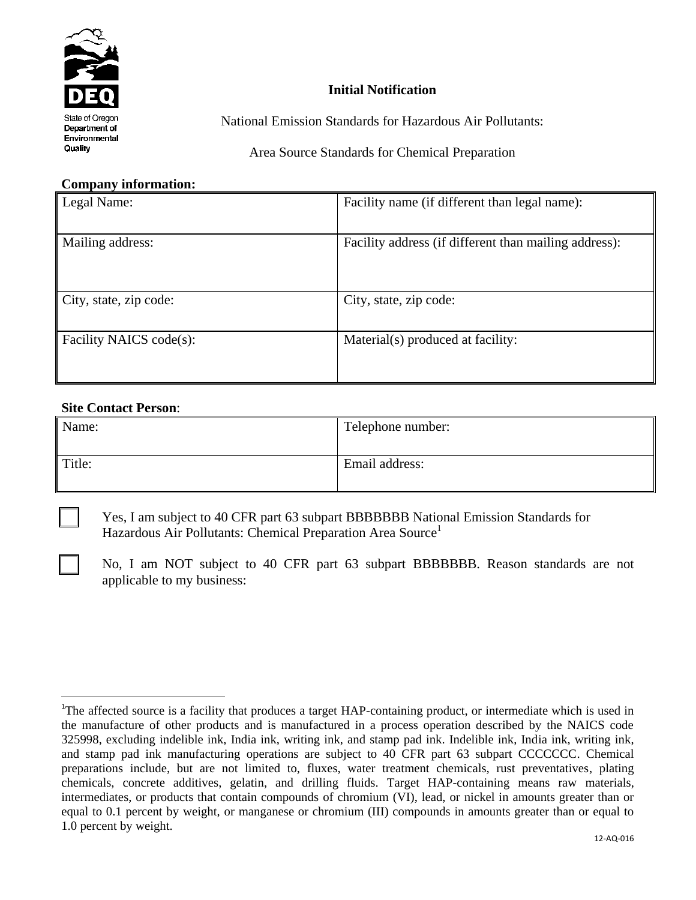State of Oregon Department of Environmental Quality

# Initial Notification

National Emission Standards for Hazardous Air Pollutants:

Area Source Standards for Chemical Preparation

**Company information:**

| Legal Name: | Facility name (if different than legal name): |
|---|---|
| Mailing address: | Facility address (if different than mailing address): |
| City, state, zip code: | City, state, zip code: |
| Facility NAICS code(s): | Material(s) produced at facility: |

**Site Contact Person**:

| Name: | Telephone number: |
|---|---|
| Title: | Email address: |

☐ Yes, I am subject to 40 CFR part 63 subpart BBBBBBB National Emission Standards for Hazardous Air Pollutants: Chemical Preparation Area Source[1]

☐ No, I am NOT subject to 40 CFR part 63 subpart BBBBBBB. Reason standards are not applicable to my business:

---

[1]The affected source is a facility that produces a target HAP-containing product, or intermediate which is used in the manufacture of other products and is manufactured in a process operation described by the NAICS code 325998, excluding indelible ink, India ink, writing ink, and stamp pad ink. Indelible ink, India ink, writing ink, and stamp pad ink manufacturing operations are subject to 40 CFR part 63 subpart CCCCCCC. Chemical preparations include, but are not limited to, fluxes, water treatment chemicals, rust preventatives, plating chemicals, concrete additives, gelatin, and drilling fluids. Target HAP-containing means raw materials, intermediates, or products that contain compounds of chromium (VI), lead, or nickel in amounts greater than or equal to 0.1 percent by weight, or manganese or chromium (III) compounds in amounts greater than or equal to 1.0 percent by weight.

12-AQ-016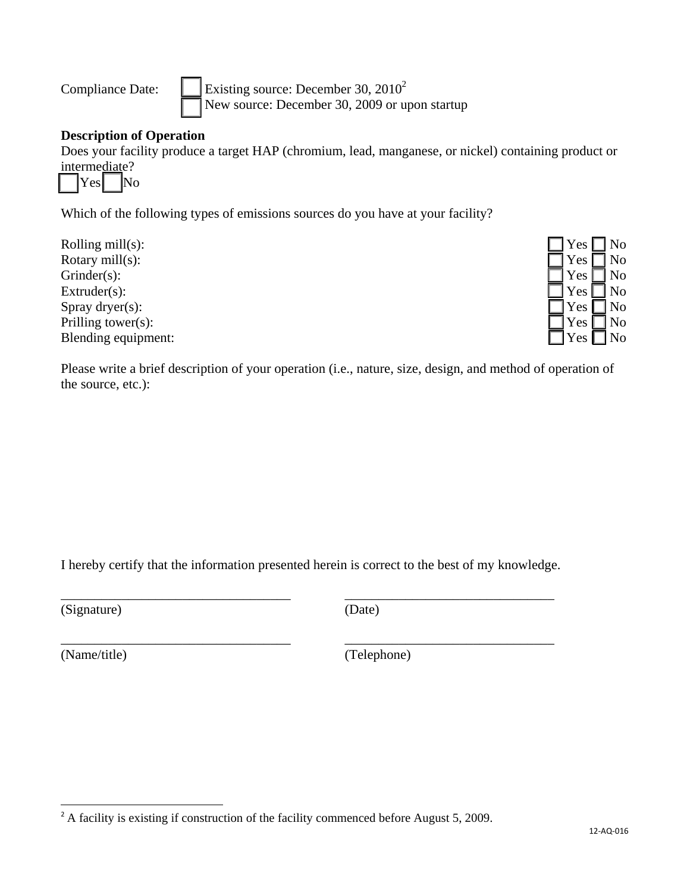Compliance Date: ☐ Existing source: December 30, 2010[2]
☐ New source: December 30, 2009 or upon startup

**Description of Operation**

Does your facility produce a target HAP (chromium, lead, manganese, or nickel) containing product or intermediate?

☐ Yes ☐ No

Which of the following types of emissions sources do you have at your facility?

| | |
|---|---|
| Rolling mill(s): | ☐ Yes ☐ No |
| Rotary mill(s): | ☐ Yes ☐ No |
| Grinder(s): | ☐ Yes ☐ No |
| Extruder(s): | ☐ Yes ☐ No |
| Spray dryer(s): | ☐ Yes ☐ No |
| Prilling tower(s): | ☐ Yes ☐ No |
| Blending equipment: | ☐ Yes ☐ No |

Please write a brief description of your operation (i.e., nature, size, design, and method of operation of the source, etc.):

I hereby certify that the information presented herein is correct to the best of my knowledge.

\_\_\_\_\_\_\_\_\_\_\_\_\_\_\_\_\_\_\_\_\_\_\_\_\_\_\_\_\_\_\_\_\_\_ \_\_\_\_\_\_\_\_\_\_\_\_\_\_\_\_\_\_\_\_\_\_\_\_\_\_\_\_\_\_\_\_
(Signature) (Date)

\_\_\_\_\_\_\_\_\_\_\_\_\_\_\_\_\_\_\_\_\_\_\_\_\_\_\_\_\_\_\_\_\_\_ \_\_\_\_\_\_\_\_\_\_\_\_\_\_\_\_\_\_\_\_\_\_\_\_\_\_\_\_\_\_\_\_
(Name/title) (Telephone)

[2] A facility is existing if construction of the facility commenced before August 5, 2009.

12-AQ-016